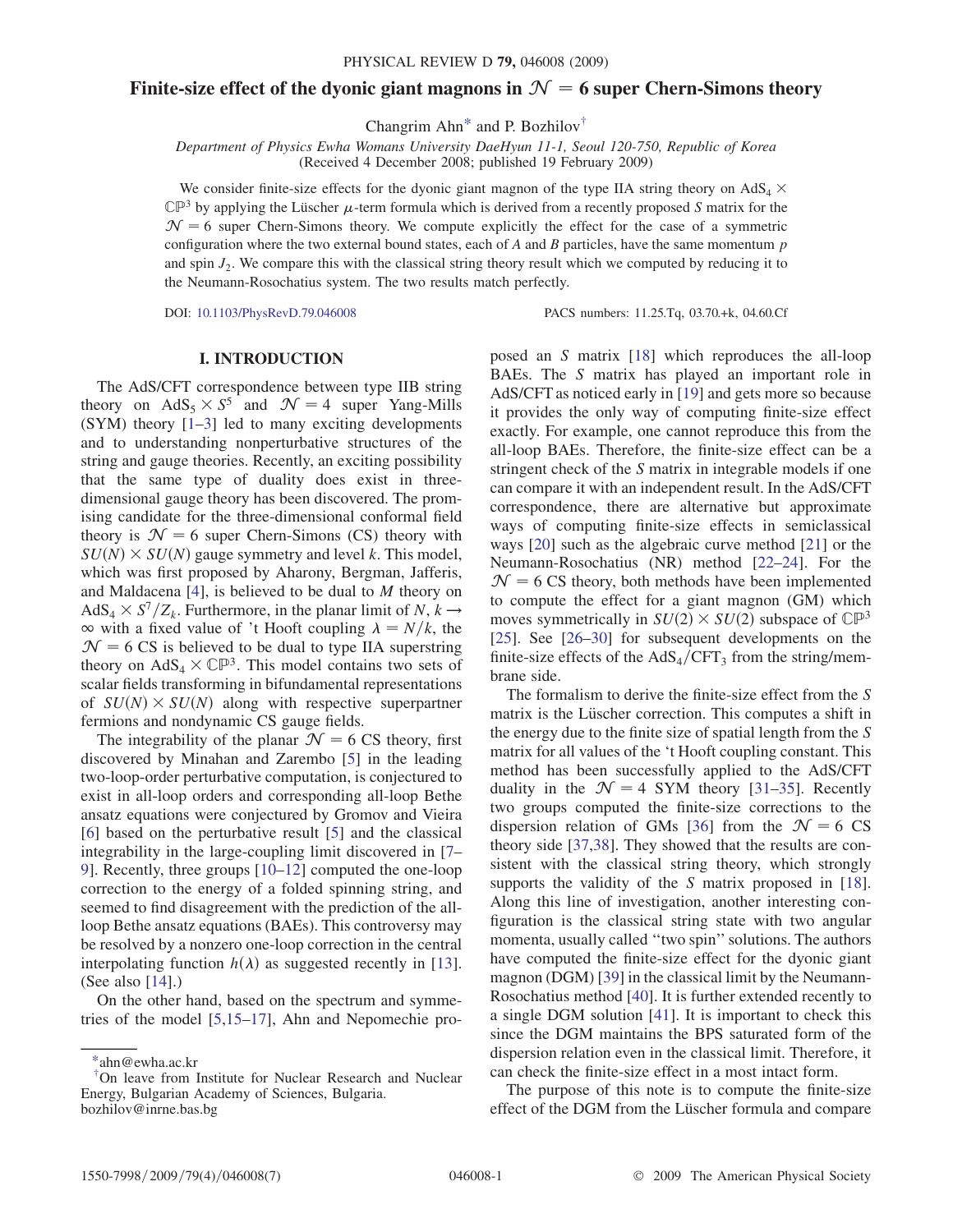# Finite-size effect of the dyonic giant magnons in $\mathcal{N} = 6$ super Chern-Simons theory

Changrim Ahn[*] and P. Bozhilov[†]

*Department of Physics Ewha Womans University DaeHyun 11-1, Seoul 120-750, Republic of Korea*
(Received 4 December 2008; published 19 February 2009)

We consider finite-size effects for the dyonic giant magnon of the type IIA string theory on $\mathrm{AdS}_4 \times \mathbb{CP}^3$ by applying the Lüscher $\mu$-term formula which is derived from a recently proposed $S$ matrix for the $\mathcal{N} = 6$ super Chern-Simons theory. We compute explicitly the effect for the case of a symmetric configuration where the two external bound states, each of $A$ and $B$ particles, have the same momentum $p$ and spin $J_2$. We compare this with the classical string theory result which we computed by reducing it to the Neumann-Rosochatius system. The two results match perfectly.

DOI: 10.1103/PhysRevD.79.046008 PACS numbers: 11.25.Tq, 03.70.+k, 04.60.Cf

## I. INTRODUCTION

The AdS/CFT correspondence between type IIB string theory on $\mathrm{AdS}_5 \times S^5$ and $\mathcal{N} = 4$ super Yang-Mills (SYM) theory [1–3] led to many exciting developments and to understanding nonperturbative structures of the string and gauge theories. Recently, an exciting possibility that the same type of duality does exist in three-dimensional gauge theory has been discovered. The promising candidate for the three-dimensional conformal field theory is $\mathcal{N} = 6$ super-Chern-Simons (CS) theory with $SU(N) \times SU(N)$ gauge symmetry and level $k$. This model, which was first proposed by Aharony, Bergman, Jafferis, and Maldacena [4], is believed to be dual to $M$ theory on $\mathrm{AdS}_4 \times S^7/Z_k$. Furthermore, in the planar limit of $N$, $k \to \infty$ with a fixed value of 't Hooft coupling $\lambda = N/k$, the $\mathcal{N} = 6$ CS is believed to be dual to type IIA superstring theory on $\mathrm{AdS}_4 \times \mathbb{CP}^3$. This model contains two sets of scalar fields transforming in bifundamental representations of $SU(N) \times SU(N)$ along with respective superpartner fermions and nondynamic CS gauge fields.

The integrability of the planar $\mathcal{N} = 6$ CS theory, first discovered by Minahan and Zarembo [5] in the leading two-loop-order perturbative computation, is conjectured to exist in all-loop orders and corresponding all-loop Bethe ansatz equations were conjectured by Gromov and Vieira [6] based on the perturbative result [5] and the classical integrability in the large-coupling limit discovered in [7–9]. Recently, three groups [10–12] computed the one-loop correction to the energy of a folded spinning string, and seemed to find disagreement with the prediction of the all-loop Bethe ansatz equations (BAEs). This controversy may be resolved by a nonzero one-loop correction in the central interpolating function $h(\lambda)$ as suggested recently in [13]. (See also [14].)

On the other hand, based on the spectrum and symmetries of the model [5,15–17], Ahn and Nepomechie proposed an $S$ matrix [18] which reproduces the all-loop BAEs. The $S$ matrix has played an important role in AdS/CFT as noticed early in [19] and gets more so because it provides the only way of computing finite-size effect exactly. For example, one cannot reproduce this from the all-loop BAEs. Therefore, the finite-size effect can be a stringent check of the $S$ matrix in integrable models if one can compare it with an independent result. In the AdS/CFT correspondence, there are alternative but approximate ways of computing finite-size effects in semiclassical ways [20] such as the algebraic curve method [21] or the Neumann-Rosochatius (NR) method [22–24]. For the $\mathcal{N} = 6$ CS theory, both methods have been implemented to compute the effect for a giant magnon (GM) which moves symmetrically in $SU(2) \times SU(2)$ subspace of $\mathbb{CP}^3$ [25]. See [26–30] for subsequent developments on the finite-size effects of the $\mathrm{AdS}_4/\mathrm{CFT}_3$ from the string/membrane side.

The formalism to derive the finite-size effect from the $S$ matrix is the Lüscher correction. This computes a shift in the energy due to the finite size of spatial length from the $S$ matrix for all values of the 't Hooft coupling constant. This method has been successfully applied to the AdS/CFT duality in the $\mathcal{N} = 4$ SYM theory [31–35]. Recently two groups computed the finite-size corrections to the dispersion relation of GMs [36] from the $\mathcal{N} = 6$ CS theory side [37,38]. They showed that the results are consistent with the classical string theory, which strongly supports the validity of the $S$ matrix proposed in [18]. Along this line of investigation, another interesting configuration is the classical string state with two angular momenta, usually called "two spin" solutions. The authors have computed the finite-size effect for the dyonic giant magnon (DGM) [39] in the classical limit by the Neumann-Rosochatius method [40]. It is further extended recently to a single DGM solution [41]. It is important to check this since the DGM maintains the BPS saturated form of the dispersion relation even in the classical limit. Therefore, it can check the finite-size effect in a most intact form.

The purpose of this note is to compute the finite-size effect of the DGM from the Lüscher formula and compare

---

[*] ahn@ewha.ac.kr

[†] On leave from Institute for Nuclear Research and Nuclear Energy, Bulgarian Academy of Sciences, Bulgaria. bozhilov@inrne.bas.bg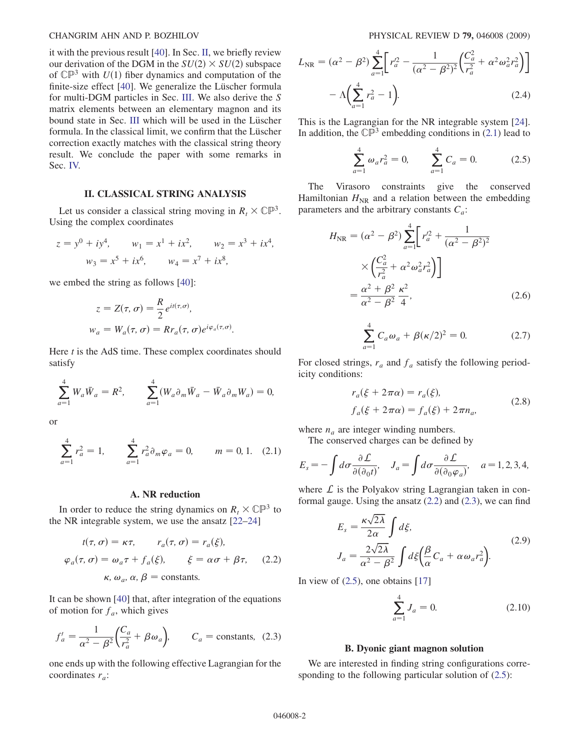it with the previous result [40]. In Sec. II, we briefly review our derivation of the DGM in the $SU(2) \times SU(2)$ subspace of $\mathbb{CP}^3$ with $U(1)$ fiber dynamics and computation of the finite-size effect [40]. We generalize the Lüscher formula for multi-DGM particles in Sec. III. We also derive the $S$ matrix elements between an elementary magnon and its bound state in Sec. III which will be used in the Lüscher formula. In the classical limit, we confirm that the Lüscher correction exactly matches with the classical string theory result. We conclude the paper with some remarks in Sec. IV.

## II. CLASSICAL STRING ANALYSIS

Let us consider a classical string moving in $R_t \times \mathbb{CP}^3$. Using the complex coordinates

$$z = y^0 + iy^4, \qquad w_1 = x^1 + ix^2, \qquad w_2 = x^3 + ix^4,$$
$$w_3 = x^5 + ix^6, \qquad w_4 = x^7 + ix^8,$$

we embed the string as follows [40]:

$$z = Z(\tau, \sigma) = \frac{R}{2} e^{it(\tau,\sigma)},$$
$$w_a = W_a(\tau, \sigma) = R r_a(\tau, \sigma) e^{i\varphi_a(\tau,\sigma)}.$$

Here $t$ is the AdS time. These complex coordinates should satisfy

$$\sum_{a=1}^{4} W_a \bar{W}_a = R^2, \qquad \sum_{a=1}^{4} (W_a \partial_m \bar{W}_a - \bar{W}_a \partial_m W_a) = 0,$$

or

$$\sum_{a=1}^{4} r_a^2 = 1, \qquad \sum_{a=1}^{4} r_a^2 \partial_m \varphi_a = 0, \qquad m = 0, 1. \quad (2.1)$$

### A. NR reduction

In order to reduce the string dynamics on $R_t \times \mathbb{CP}^3$ to the NR integrable system, we use the ansatz [22–24]

$$t(\tau, \sigma) = \kappa\tau, \qquad r_a(\tau, \sigma) = r_a(\xi),$$
$$\varphi_a(\tau, \sigma) = \omega_a \tau + f_a(\xi), \qquad \xi = \alpha\sigma + \beta\tau, \quad (2.2)$$
$$\kappa, \omega_a, \alpha, \beta = \text{constants}.$$

It can be shown [40] that, after integration of the equations of motion for $f_a$, which gives

$$f_a' = \frac{1}{\alpha^2 - \beta^2}\left(\frac{C_a}{r_a^2} + \beta\omega_a\right), \qquad C_a = \text{constants}, \quad (2.3)$$

one ends up with the following effective Lagrangian for the coordinates $r_a$:

$$L_{\rm NR} = (\alpha^2 - \beta^2) \sum_{a=1}^{4} \left[ r_a'^2 - \frac{1}{(\alpha^2 - \beta^2)^2}\left(\frac{C_a^2}{r_a^2} + \alpha^2\omega_a^2 r_a^2\right)\right] - \Lambda\left(\sum_{a=1}^{4} r_a^2 - 1\right). \quad (2.4)$$

This is the Lagrangian for the NR integrable system [24]. In addition, the $\mathbb{CP}^3$ embedding conditions in (2.1) lead to

$$\sum_{a=1}^{4} \omega_a r_a^2 = 0, \qquad \sum_{a=1}^{4} C_a = 0. \quad (2.5)$$

The Virasoro constraints give the conserved Hamiltonian $H_{\rm NR}$ and a relation between the embedding parameters and the arbitrary constants $C_a$:

$$H_{\rm NR} = (\alpha^2 - \beta^2) \sum_{a=1}^{4} \left[ r_a'^2 + \frac{1}{(\alpha^2 - \beta^2)^2} \times \left(\frac{C_a^2}{r_a^2} + \alpha^2\omega_a^2 r_a^2\right)\right] = \frac{\alpha^2 + \beta^2}{\alpha^2 - \beta^2}\frac{\kappa^2}{4}, \quad (2.6)$$

$$\sum_{a=1}^{4} C_a \omega_a + \beta(\kappa/2)^2 = 0. \quad (2.7)$$

For closed strings, $r_a$ and $f_a$ satisfy the following periodicity conditions:

$$r_a(\xi + 2\pi\alpha) = r_a(\xi),$$
$$f_a(\xi + 2\pi\alpha) = f_a(\xi) + 2\pi n_a, \quad (2.8)$$

where $n_a$ are integer winding numbers.

The conserved charges can be defined by

$$E_s = -\int d\sigma \frac{\partial \mathcal{L}}{\partial(\partial_0 t)}, \quad J_a = \int d\sigma \frac{\partial \mathcal{L}}{\partial(\partial_0 \varphi_a)}, \quad a = 1, 2, 3, 4,$$

where $\mathcal{L}$ is the Polyakov string Lagrangian taken in conformal gauge. Using the ansatz (2.2) and (2.3), we can find

$$E_s = \frac{\kappa\sqrt{2\lambda}}{2\alpha}\int d\xi,$$
$$J_a = \frac{2\sqrt{2\lambda}}{\alpha^2 - \beta^2}\int d\xi\left(\frac{\beta}{\alpha}C_a + \alpha\omega_a r_a^2\right). \quad (2.9)$$

In view of (2.5), one obtains [17]

$$\sum_{a=1}^{4} J_a = 0. \quad (2.10)$$

### B. Dyonic giant magnon solution

We are interested in finding string configurations corresponding to the following particular solution of (2.5):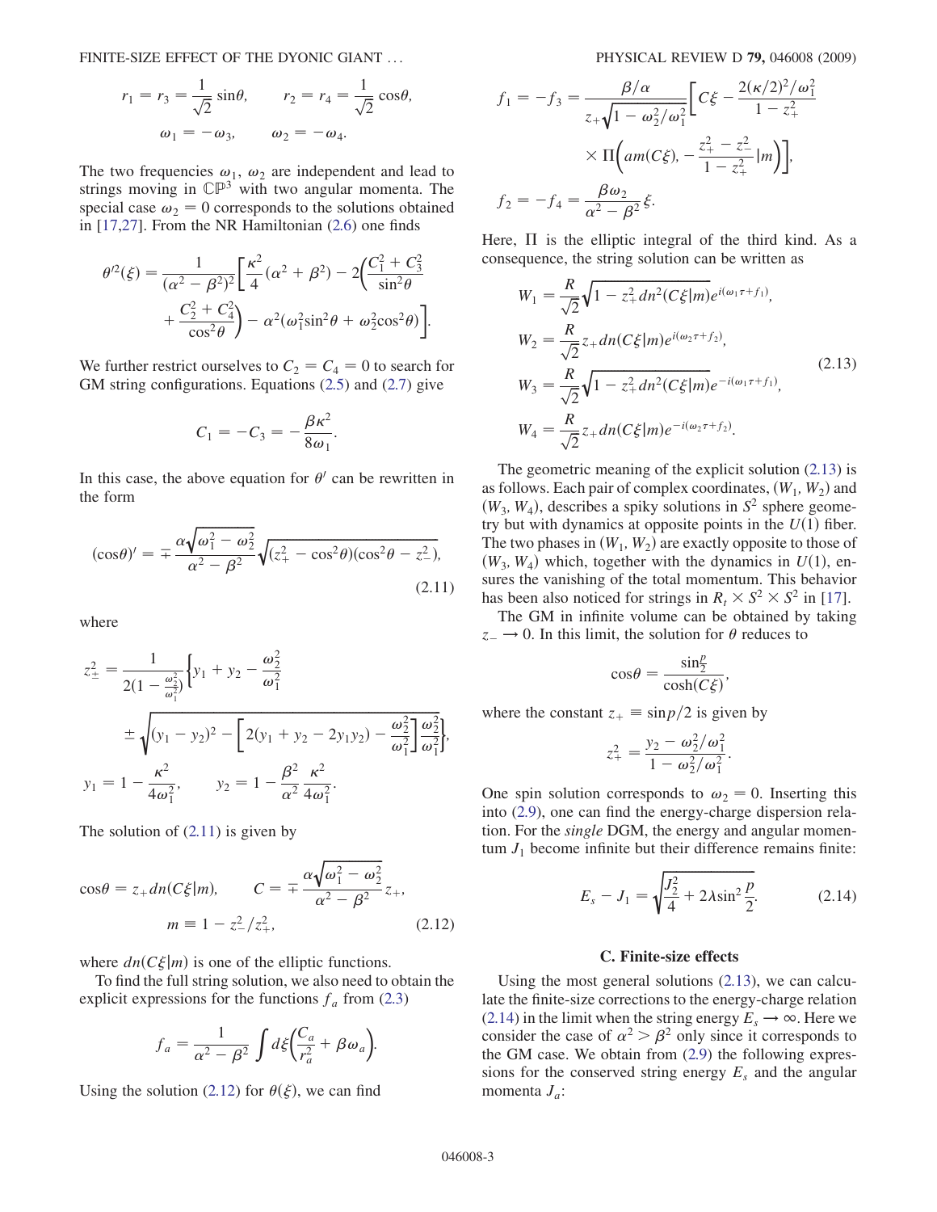$$r_1 = r_3 = \frac{1}{\sqrt{2}} \sin\theta, \qquad r_2 = r_4 = \frac{1}{\sqrt{2}} \cos\theta,$$

$$\omega_1 = -\omega_3, \qquad \omega_2 = -\omega_4.$$

The two frequencies $\omega_1$, $\omega_2$ are independent and lead to strings moving in $\mathbb{CP}^3$ with two angular momenta. The special case $\omega_2 = 0$ corresponds to the solutions obtained in [17,27]. From the NR Hamiltonian (2.6) one finds

$$\theta'^2(\xi) = \frac{1}{(\alpha^2 - \beta^2)^2} \left[ \frac{\kappa^2}{4}(\alpha^2 + \beta^2) - 2\left( \frac{C_1^2 + C_3^2}{\sin^2\theta} + \frac{C_2^2 + C_4^2}{\cos^2\theta} \right) - \alpha^2(\omega_1^2 \sin^2\theta + \omega_2^2 \cos^2\theta) \right].$$

We further restrict ourselves to $C_2 = C_4 = 0$ to search for GM string configurations. Equations (2.5) and (2.7) give

$$C_1 = -C_3 = -\frac{\beta\kappa^2}{8\omega_1}.$$

In this case, the above equation for $\theta'$ can be rewritten in the form

$$(\cos\theta)' = \mp \frac{\alpha\sqrt{\omega_1^2 - \omega_2^2}}{\alpha^2 - \beta^2} \sqrt{(z_+^2 - \cos^2\theta)(\cos^2\theta - z_-^2)}, \tag{2.11}$$

where

$$z_\pm^2 = \frac{1}{2(1 - \frac{\omega_2^2}{\omega_1^2})} \left\{ y_1 + y_2 - \frac{\omega_2^2}{\omega_1^2} \pm \sqrt{(y_1 - y_2)^2 - \left[ 2(y_1 + y_2 - 2y_1 y_2) - \frac{\omega_2^2}{\omega_1^2} \right] \frac{\omega_2^2}{\omega_1^2}} \right\},$$

$$y_1 = 1 - \frac{\kappa^2}{4\omega_1^2}, \qquad y_2 = 1 - \frac{\beta^2}{\alpha^2} \frac{\kappa^2}{4\omega_1^2}.$$

The solution of (2.11) is given by

$$\cos\theta = z_+ dn(C\xi|m), \qquad C = \mp \frac{\alpha\sqrt{\omega_1^2 - \omega_2^2}}{\alpha^2 - \beta^2} z_+, \qquad m \equiv 1 - z_-^2/z_+^2, \tag{2.12}$$

where $dn(C\xi|m)$ is one of the elliptic functions.

To find the full string solution, we also need to obtain the explicit expressions for the functions $f_a$ from (2.3)

$$f_a = \frac{1}{\alpha^2 - \beta^2} \int d\xi \left( \frac{C_a}{r_a^2} + \beta\omega_a \right).$$

Using the solution (2.12) for $\theta(\xi)$, we can find

$$f_1 = -f_3 = \frac{\beta/\alpha}{z_+\sqrt{1 - \omega_2^2/\omega_1^2}} \left[ C\xi - \frac{2(\kappa/2)^2/\omega_1^2}{1 - z_+^2} \times \Pi\left( am(C\xi), -\frac{z_+^2 - z_-^2}{1 - z_+^2} \Big| m \right) \right],$$

$$f_2 = -f_4 = \frac{\beta\omega_2}{\alpha^2 - \beta^2} \xi.$$

Here, $\Pi$ is the elliptic integral of the third kind. As a consequence, the string solution can be written as

$$\begin{aligned} W_1 &= \frac{R}{\sqrt{2}} \sqrt{1 - z_+^2 dn^2(C\xi|m)} e^{i(\omega_1\tau + f_1)}, \\ W_2 &= \frac{R}{\sqrt{2}} z_+ dn(C\xi|m) e^{i(\omega_2\tau + f_2)}, \\ W_3 &= \frac{R}{\sqrt{2}} \sqrt{1 - z_+^2 dn^2(C\xi|m)} e^{-i(\omega_1\tau + f_1)}, \\ W_4 &= \frac{R}{\sqrt{2}} z_+ dn(C\xi|m) e^{-i(\omega_2\tau + f_2)}. \end{aligned} \tag{2.13}$$

The geometric meaning of the explicit solution (2.13) is as follows. Each pair of complex coordinates, $(W_1, W_2)$ and $(W_3, W_4)$, describes a spiky solutions in $S^2$ sphere geometry but with dynamics at opposite points in the $U(1)$ fiber. The two phases in $(W_1, W_2)$ are exactly opposite to those of $(W_3, W_4)$ which, together with the dynamics in $U(1)$, ensures the vanishing of the total momentum. This behavior has been also noticed for strings in $R_t \times S^2 \times S^2$ in [17].

The GM in infinite volume can be obtained by taking $z_- \to 0$. In this limit, the solution for $\theta$ reduces to

$$\cos\theta = \frac{\sin\frac{p}{2}}{\cosh(C\xi)},$$

where the constant $z_+ \equiv \sin p/2$ is given by

$$z_+^2 = \frac{y_2 - \omega_2^2/\omega_1^2}{1 - \omega_2^2/\omega_1^2}.$$

One spin solution corresponds to $\omega_2 = 0$. Inserting this into (2.9), one can find the energy-charge dispersion relation. For the *single* DGM, the energy and angular momentum $J_1$ become infinite but their difference remains finite:

$$E_s - J_1 = \sqrt{\frac{J_2^2}{4} + 2\lambda \sin^2 \frac{p}{2}}. \tag{2.14}$$

### C. Finite-size effects

Using the most general solutions (2.13), we can calculate the finite-size corrections to the energy-charge relation (2.14) in the limit when the string energy $E_s \to \infty$. Here we consider the case of $\alpha^2 > \beta^2$ only since it corresponds to the GM case. We obtain from (2.9) the following expressions for the conserved string energy $E_s$ and the angular momenta $J_a$: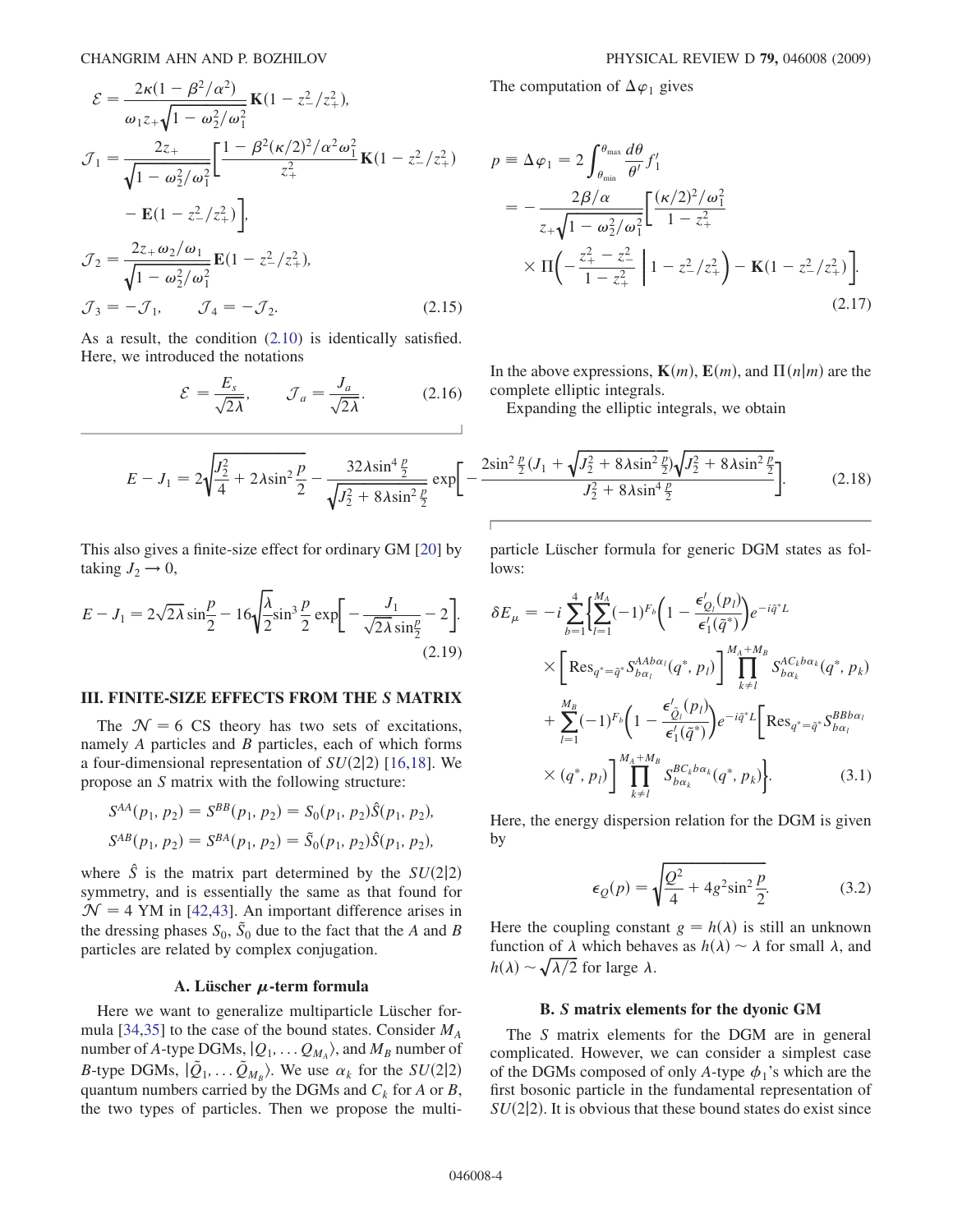$$\mathcal{E} = \frac{2\kappa(1-\beta^2/\alpha^2)}{\omega_1 z_+ \sqrt{1-\omega_2^2/\omega_1^2}} \mathbf{K}(1 - z_-^2/z_+^2),$$

$$\mathcal{J}_1 = \frac{2z_+}{\sqrt{1-\omega_2^2/\omega_1^2}} \left[ \frac{1-\beta^2(\kappa/2)^2/\alpha^2\omega_1^2}{z_+^2} \mathbf{K}(1-z_-^2/z_+^2) - \mathbf{E}(1-z_-^2/z_+^2) \right],$$

$$\mathcal{J}_2 = \frac{2z_+\omega_2/\omega_1}{\sqrt{1-\omega_2^2/\omega_1^2}} \mathbf{E}(1-z_-^2/z_+^2),$$

$$\mathcal{J}_3 = -\mathcal{J}_1, \qquad \mathcal{J}_4 = -\mathcal{J}_2. \tag{2.15}$$

As a result, the condition (2.10) is identically satisfied. Here, we introduced the notations

$$\mathcal{E} = \frac{E_s}{\sqrt{2\lambda}}, \qquad \mathcal{J}_a = \frac{J_a}{\sqrt{2\lambda}}. \tag{2.16}$$

The computation of $\Delta\varphi_1$ gives

$$p \equiv \Delta\varphi_1 = 2\int_{\theta_{\min}}^{\theta_{\max}} \frac{d\theta}{\theta'} f_1' = -\frac{2\beta/\alpha}{z_+\sqrt{1-\omega_2^2/\omega_1^2}} \left[ \frac{(\kappa/2)^2/\omega_1^2}{1-z_+^2} \times \Pi\left( -\frac{z_+^2 - z_-^2}{1-z_+^2} \,\middle|\, 1 - z_-^2/z_+^2 \right) - \mathbf{K}(1-z_-^2/z_+^2) \right]. \tag{2.17}$$

In the above expressions, $\mathbf{K}(m)$, $\mathbf{E}(m)$, and $\Pi(n|m)$ are the complete elliptic integrals.

Expanding the elliptic integrals, we obtain

$$E - J_1 = 2\sqrt{\frac{J_2^2}{4} + 2\lambda\sin^2\frac{p}{2}} - \frac{32\lambda\sin^4\frac{p}{2}}{\sqrt{J_2^2 + 8\lambda\sin^2\frac{p}{2}}} \exp\left[ -\frac{2\sin^2\frac{p}{2}(J_1 + \sqrt{J_2^2 + 8\lambda\sin^2\frac{p}{2}})\sqrt{J_2^2 + 8\lambda\sin^2\frac{p}{2}}}{J_2^2 + 8\lambda\sin^4\frac{p}{2}} \right]. \tag{2.18}$$

This also gives a finite-size effect for ordinary GM [20] by taking $J_2 \to 0$,

$$E - J_1 = 2\sqrt{2\lambda}\sin\frac{p}{2} - 16\sqrt{\frac{\lambda}{2}}\sin^3\frac{p}{2}\exp\left[ -\frac{J_1}{\sqrt{2\lambda}\sin\frac{p}{2}} - 2 \right]. \tag{2.19}$$

## III. FINITE-SIZE EFFECTS FROM THE S MATRIX

The $\mathcal{N} = 6$ CS theory has two sets of excitations, namely $A$ particles and $B$ particles, each of which forms a four-dimensional representation of $SU(2|2)$ [16,18]. We propose an $S$ matrix with the following structure:

$$S^{AA}(p_1, p_2) = S^{BB}(p_1, p_2) = S_0(p_1, p_2)\hat{S}(p_1, p_2),$$

$$S^{AB}(p_1, p_2) = S^{BA}(p_1, p_2) = \tilde{S}_0(p_1, p_2)\hat{S}(p_1, p_2),$$

where $\hat{S}$ is the matrix part determined by the $SU(2|2)$ symmetry, and is essentially the same as that found for $\mathcal{N} = 4$ YM in [42,43]. An important difference arises in the dressing phases $S_0$, $\tilde{S}_0$ due to the fact that the $A$ and $B$ particles are related by complex conjugation.

### A. Lüscher $\mu$-term formula

Here we want to generalize multiparticle Lüscher formula [34,35] to the case of the bound states. Consider $M_A$ number of $A$-type DGMs, $|Q_1, \ldots Q_{M_A}\rangle$, and $M_B$ number of $B$-type DGMs, $|\tilde{Q}_1, \ldots \tilde{Q}_{M_B}\rangle$. We use $\alpha_k$ for the $SU(2|2)$ quantum numbers carried by the DGMs and $C_k$ for $A$ or $B$, the two types of particles. Then we propose the multiparticle Lüscher formula for generic DGM states as follows:

$$\delta E_\mu = -i\sum_{b=1}^{4}\Bigg\{ \sum_{l=1}^{M_A} (-1)^{F_b}\left(1 - \frac{\epsilon'_{Q_l}(p_l)}{\epsilon'_1(\tilde{q}^*)}\right) e^{-i\tilde{q}^*L} \times \left[ \mathrm{Res}_{q^*=\tilde{q}^*} S_{b\alpha_l}^{AAb\alpha_l}(q^*, p_l) \right] \prod_{k\neq l}^{M_A+M_B} S_{b\alpha_k}^{AC_kb\alpha_k}(q^*, p_k) + \sum_{l=1}^{M_B} (-1)^{F_b}\left(1 - \frac{\epsilon'_{\tilde{Q}_l}(p_l)}{\epsilon'_1(\tilde{q}^*)}\right) e^{-i\tilde{q}^*L} \left[ \mathrm{Res}_{q^*=\tilde{q}^*} S_{b\alpha_l}^{BBb\alpha_l}(q^*, p_l) \right] \prod_{k\neq l}^{M_A+M_B} S_{b\alpha_k}^{BC_kb\alpha_k}(q^*, p_k) \Bigg\}. \tag{3.1}$$

Here, the energy dispersion relation for the DGM is given by

$$\epsilon_Q(p) = \sqrt{\frac{Q^2}{4} + 4g^2\sin^2\frac{p}{2}}. \tag{3.2}$$

Here the coupling constant $g = h(\lambda)$ is still an unknown function of $\lambda$ which behaves as $h(\lambda) \sim \lambda$ for small $\lambda$, and $h(\lambda) \sim \sqrt{\lambda/2}$ for large $\lambda$.

### B. S matrix elements for the dyonic GM

The $S$ matrix elements for the DGM are in general complicated. However, we can consider a simplest case of the DGMs composed of only $A$-type $\phi_1$'s which are the first bosonic particle in the fundamental representation of $SU(2|2)$. It is obvious that these bound states do exist since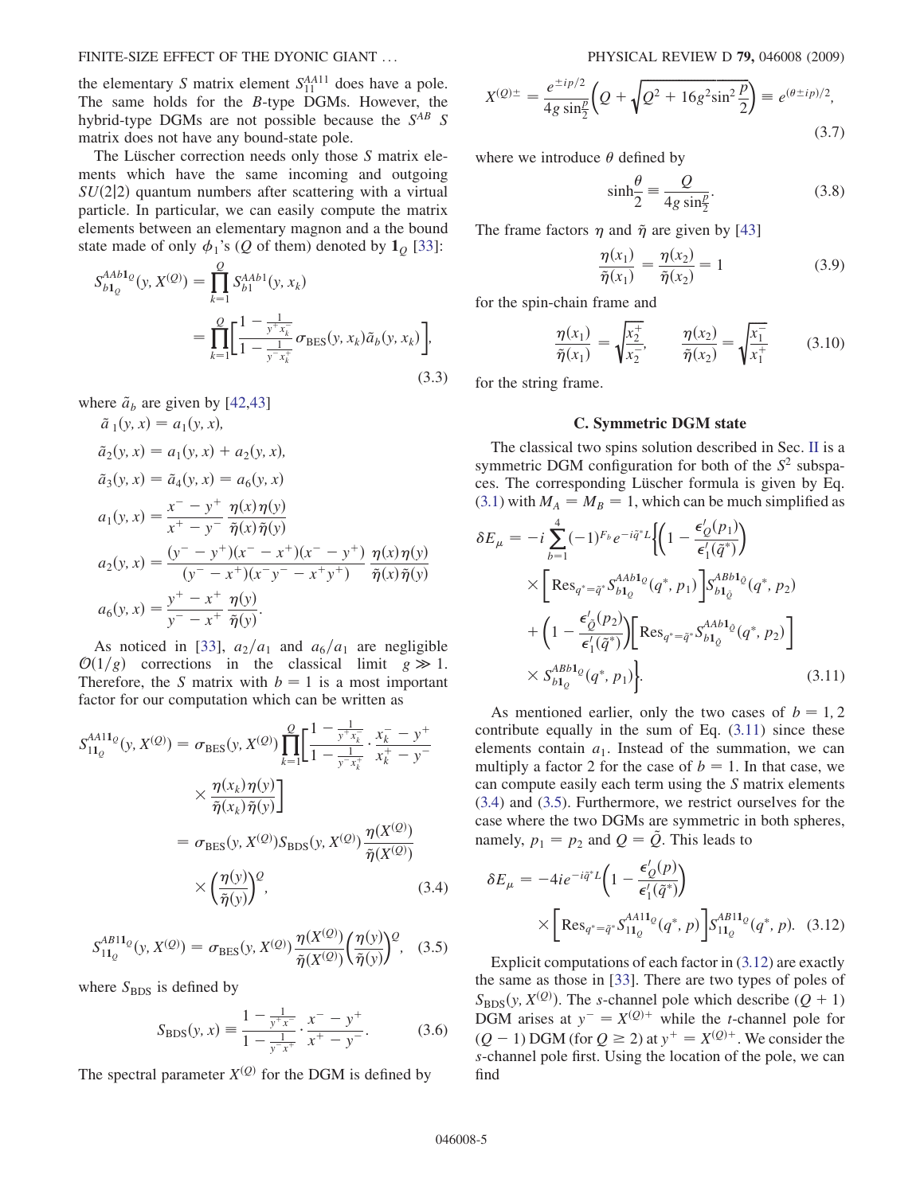the elementary $S$ matrix element $S_{11}^{AA11}$ does have a pole. The same holds for the $B$-type DGMs. However, the hybrid-type DGMs are not possible because the $S^{AB}$ $S$ matrix does not have any bound-state pole.

The Lüscher correction needs only those $S$ matrix elements which have the same incoming and outgoing $SU(2|2)$ quantum numbers after scattering with a virtual particle. In particular, we can easily compute the matrix elements between an elementary magnon and a the bound state made of only $\phi_1$'s ($Q$ of them) denoted by $\mathbf{1}_Q$ [33]:

$$S_{b\mathbf{1}_Q}^{AAb\mathbf{1}_Q}(y, X^{(Q)}) = \prod_{k=1}^{Q} S_{b1}^{AAb1}(y, x_k) = \prod_{k=1}^{Q}\left[\frac{1-\frac{1}{y^+x_k^-}}{1-\frac{1}{y^-x_k^+}}\sigma_{\rm BES}(y, x_k)\tilde{a}_b(y, x_k)\right], \tag{3.3}$$

where $\tilde{a}_b$ are given by [42,43]

$$\tilde{a}_1(y, x) = a_1(y, x),$$

$$\tilde{a}_2(y, x) = a_1(y, x) + a_2(y, x),$$

$$\tilde{a}_3(y, x) = \tilde{a}_4(y, x) = a_6(y, x)$$

$$a_1(y, x) = \frac{x^- - y^+}{x^+ - y^-}\,\frac{\eta(x)\eta(y)}{\tilde{\eta}(x)\tilde{\eta}(y)}$$

$$a_2(y, x) = \frac{(y^- - y^+)(x^- - x^+)(x^- - y^+)}{(y^- - x^+)(x^-y^- - x^+y^+)}\,\frac{\eta(x)\eta(y)}{\tilde{\eta}(x)\tilde{\eta}(y)}$$

$$a_6(y, x) = \frac{y^+ - x^+}{y^- - x^+}\,\frac{\eta(y)}{\tilde{\eta}(y)}.$$

As noticed in [33], $a_2/a_1$ and $a_6/a_1$ are negligible $\mathcal{O}(1/g)$ corrections in the classical limit $g \gg 1$. Therefore, the $S$ matrix with $b = 1$ is a most important factor for our computation which can be written as

$$\begin{aligned} S_{1\mathbf{1}_Q}^{AA1\mathbf{1}_Q}(y, X^{(Q)}) &= \sigma_{\rm BES}(y, X^{(Q)})\prod_{k=1}^{Q}\left[\frac{1-\frac{1}{y^+x_k^-}}{1-\frac{1}{y^-x_k^+}}\cdot\frac{x_k^- - y^+}{x_k^+ - y^-}\right.\\ &\quad\left.\times\frac{\eta(x_k)\eta(y)}{\tilde{\eta}(x_k)\tilde{\eta}(y)}\right]\\ &= \sigma_{\rm BES}(y, X^{(Q)})S_{\rm BDS}(y, X^{(Q)})\frac{\eta(X^{(Q)})}{\tilde{\eta}(X^{(Q)})}\\ &\quad\times\left(\frac{\eta(y)}{\tilde{\eta}(y)}\right)^Q, \end{aligned} \tag{3.4}$$

$$S_{1\mathbf{1}_Q}^{AB1\mathbf{1}_Q}(y, X^{(Q)}) = \sigma_{\rm BES}(y, X^{(Q)})\frac{\eta(X^{(Q)})}{\tilde{\eta}(X^{(Q)})}\left(\frac{\eta(y)}{\tilde{\eta}(y)}\right)^Q, \tag{3.5}$$

where $S_{\rm BDS}$ is defined by

$$S_{\rm BDS}(y, x) \equiv \frac{1-\frac{1}{y^+x^-}}{1-\frac{1}{y^-x^+}}\cdot\frac{x^- - y^+}{x^+ - y^-}. \tag{3.6}$$

The spectral parameter $X^{(Q)}$ for the DGM is defined by

$$X^{(Q)\pm} = \frac{e^{\pm ip/2}}{4g\sin\frac{p}{2}}\left(Q + \sqrt{Q^2 + 16g^2\sin^2\frac{p}{2}}\right) \equiv e^{(\theta \pm ip)/2}, \tag{3.7}$$

where we introduce $\theta$ defined by

$$\sinh\frac{\theta}{2} \equiv \frac{Q}{4g\sin\frac{p}{2}}. \tag{3.8}$$

The frame factors $\eta$ and $\tilde{\eta}$ are given by [43]

$$\frac{\eta(x_1)}{\tilde{\eta}(x_1)} = \frac{\eta(x_2)}{\tilde{\eta}(x_2)} = 1 \tag{3.9}$$

for the spin-chain frame and

$$\frac{\eta(x_1)}{\tilde{\eta}(x_1)} = \sqrt{\frac{x_2^+}{x_2^-}}, \qquad \frac{\eta(x_2)}{\tilde{\eta}(x_2)} = \sqrt{\frac{x_1^-}{x_1^+}} \tag{3.10}$$

for the string frame.

### C. Symmetric DGM state

The classical two spins solution described in Sec. II is a symmetric DGM configuration for both of the $S^2$ subspaces. The corresponding Lüscher formula is given by Eq. (3.1) with $M_A = M_B = 1$, which can be much simplified as

$$\begin{aligned} \delta E_\mu = -i\sum_{b=1}^{4}(-1)^{F_b}e^{-i\tilde{q}^*L}&\left\{\left(1-\frac{\epsilon_Q'(p_1)}{\epsilon_1'(\tilde{q}^*)}\right)\right.\\ &\times\left[\mathrm{Res}_{q^*=\tilde{q}^*}S_{b\mathbf{1}_Q}^{AAb\mathbf{1}_Q}(q^*, p_1)\right]S_{b\mathbf{1}_{\tilde{Q}}}^{ABb\mathbf{1}_{\tilde{Q}}}(q^*, p_2)\\ &+\left(1-\frac{\epsilon_{\tilde{Q}}'(p_2)}{\epsilon_1'(\tilde{q}^*)}\right)\left[\mathrm{Res}_{q^*=\tilde{q}^*}S_{b\mathbf{1}_{\tilde{Q}}}^{AAb\mathbf{1}_{\tilde{Q}}}(q^*, p_2)\right]\\ &\left.\times S_{b\mathbf{1}_Q}^{ABb\mathbf{1}_Q}(q^*, p_1)\right\}. \end{aligned} \tag{3.11}$$

As mentioned earlier, only the two cases of $b = 1, 2$ contribute equally in the sum of Eq. (3.11) since these elements contain $a_1$. Instead of the summation, we can multiply a factor 2 for the case of $b = 1$. In that case, we can compute easily each term using the $S$ matrix elements (3.4) and (3.5). Furthermore, we restrict ourselves for the case where the two DGMs are symmetric in both spheres, namely, $p_1 = p_2$ and $Q = \tilde{Q}$. This leads to

$$\delta E_\mu = -4ie^{-i\tilde{q}^*L}\left(1-\frac{\epsilon_Q'(p)}{\epsilon_1'(\tilde{q}^*)}\right)\times\left[\mathrm{Res}_{q^*=\tilde{q}^*}S_{1\mathbf{1}_Q}^{AA1\mathbf{1}_Q}(q^*, p)\right]S_{1\mathbf{1}_Q}^{AB1\mathbf{1}_Q}(q^*, p). \tag{3.12}$$

Explicit computations of each factor in (3.12) are exactly the same as those in [33]. There are two types of poles of $S_{\rm BDS}(y, X^{(Q)})$. The $s$-channel pole which describe $(Q+1)$ DGM arises at $y^- = X^{(Q)+}$ while the $t$-channel pole for $(Q-1)$ DGM (for $Q \geq 2$) at $y^+ = X^{(Q)+}$. We consider the $s$-channel pole first. Using the location of the pole, we can find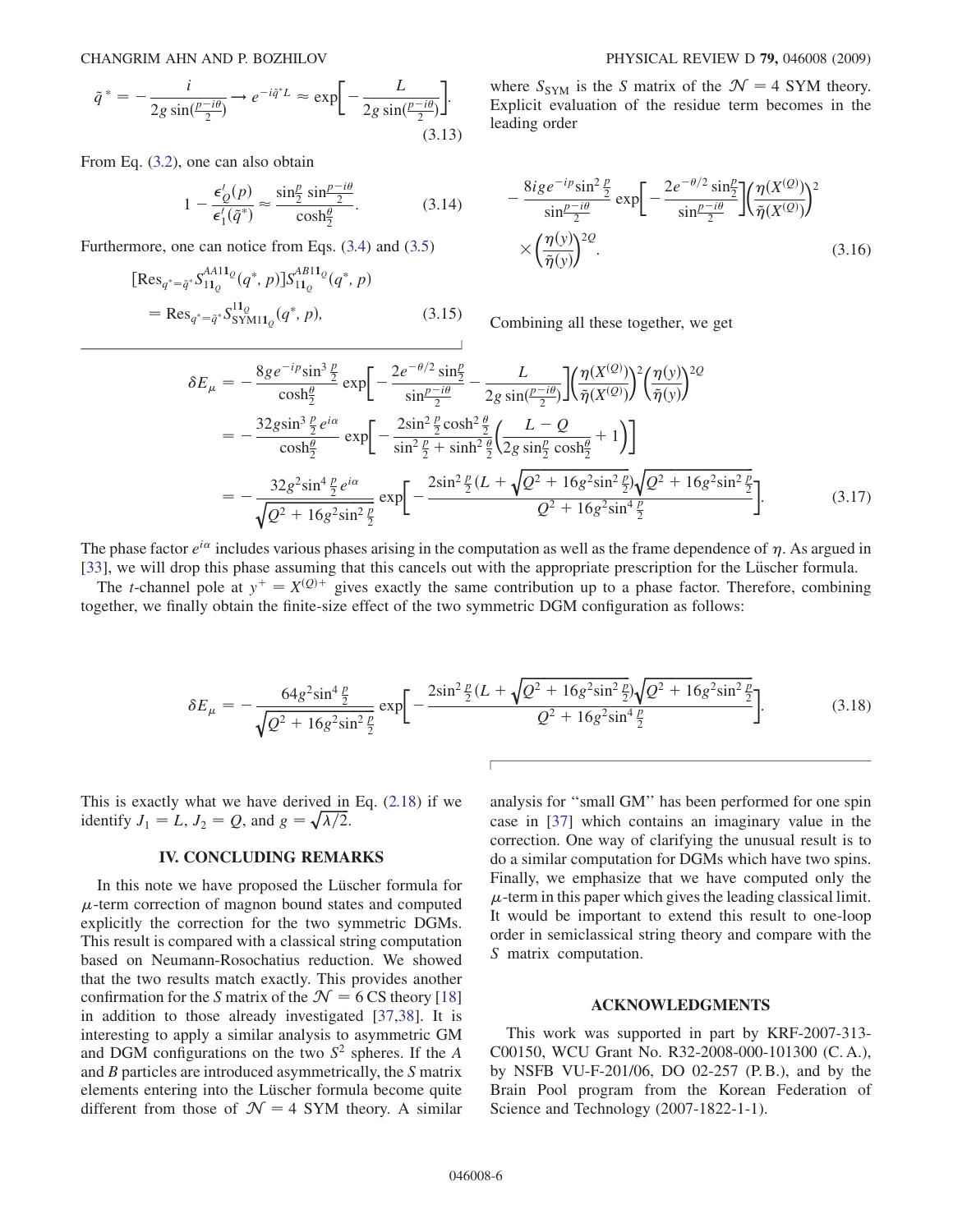$$\tilde{q}^* = -\frac{i}{2g\sin(\frac{p-i\theta}{2})} \rightarrow e^{-i\tilde{q}^* L} \approx \exp\left[-\frac{L}{2g\sin(\frac{p-i\theta}{2})}\right]. \tag{3.13}$$

From Eq. (3.2), one can also obtain

$$1 - \frac{\epsilon_Q'(p)}{\epsilon_1'(\tilde{q}^*)} \approx \frac{\sin\frac{p}{2}\sin\frac{p-i\theta}{2}}{\cosh\frac{\theta}{2}}. \tag{3.14}$$

Furthermore, one can notice from Eqs. (3.4) and (3.5)

$$\begin{aligned}&[\mathrm{Res}_{q^*=\tilde{q}^*} S_{\mathbf{1}\mathbf{1}_Q}^{AA\mathbf{1}\mathbf{1}_Q}(q^*, p)] S_{\mathbf{1}\mathbf{1}_Q}^{AB\mathbf{1}\mathbf{1}_Q}(q^*, p) \\ &\quad = \mathrm{Res}_{q^*=\tilde{q}^*} S_{\mathrm{SYM}\mathbf{1}\mathbf{1}_Q}^{\mathbf{1}\mathbf{1}_Q}(q^*, p),\end{aligned} \tag{3.15}$$

where $S_{\mathrm{SYM}}$ is the $S$ matrix of the $\mathcal{N} = 4$ SYM theory. Explicit evaluation of the residue term becomes in the leading order

$$-\frac{8ige^{-ip}\sin^2\frac{p}{2}}{\sin\frac{p-i\theta}{2}}\exp\left[-\frac{2e^{-\theta/2}\sin\frac{p}{2}}{\sin\frac{p-i\theta}{2}}\right]\left(\frac{\eta(X^{(Q)})}{\tilde{\eta}(X^{(Q)})}\right)^2 \times\left(\frac{\eta(y)}{\tilde{\eta}(y)}\right)^{2Q}. \tag{3.16}$$

Combining all these together, we get

$$\begin{aligned}\delta E_\mu &= -\frac{8ge^{-ip}\sin^3\frac{p}{2}}{\cosh\frac{\theta}{2}}\exp\left[-\frac{2e^{-\theta/2}\sin\frac{p}{2}}{\sin\frac{p-i\theta}{2}} - \frac{L}{2g\sin(\frac{p-i\theta}{2})}\right]\left(\frac{\eta(X^{(Q)})}{\tilde{\eta}(X^{(Q)})}\right)^2\left(\frac{\eta(y)}{\tilde{\eta}(y)}\right)^{2Q} \\ &= -\frac{32g\sin^3\frac{p}{2}e^{i\alpha}}{\cosh\frac{\theta}{2}}\exp\left[-\frac{2\sin^2\frac{p}{2}\cosh^2\frac{\theta}{2}}{\sin^2\frac{p}{2}+\sinh^2\frac{\theta}{2}}\left(\frac{L-Q}{2g\sin\frac{p}{2}\cosh\frac{\theta}{2}}+1\right)\right] \\ &= -\frac{32g^2\sin^4\frac{p}{2}e^{i\alpha}}{\sqrt{Q^2+16g^2\sin^2\frac{p}{2}}}\exp\left[-\frac{2\sin^2\frac{p}{2}(L+\sqrt{Q^2+16g^2\sin^2\frac{p}{2}})\sqrt{Q^2+16g^2\sin^2\frac{p}{2}}}{Q^2+16g^2\sin^4\frac{p}{2}}\right].\end{aligned} \tag{3.17}$$

The phase factor $e^{i\alpha}$ includes various phases arising in the computation as well as the frame dependence of $\eta$. As argued in [33], we will drop this phase assuming that this cancels out with the appropriate prescription for the Lüscher formula.

The $t$-channel pole at $y^+ = X^{(Q)+}$ gives exactly the same contribution up to a phase factor. Therefore, combining together, we finally obtain the finite-size effect of the two symmetric DGM configuration as follows:

$$\delta E_\mu = -\frac{64g^2\sin^4\frac{p}{2}}{\sqrt{Q^2+16g^2\sin^2\frac{p}{2}}}\exp\left[-\frac{2\sin^2\frac{p}{2}(L+\sqrt{Q^2+16g^2\sin^2\frac{p}{2}})\sqrt{Q^2+16g^2\sin^2\frac{p}{2}}}{Q^2+16g^2\sin^4\frac{p}{2}}\right]. \tag{3.18}$$

This is exactly what we have derived in Eq. (2.18) if we identify $J_1 = L$, $J_2 = Q$, and $g = \sqrt{\lambda/2}$.

## IV. CONCLUDING REMARKS

In this note we have proposed the Lüscher formula for $\mu$-term correction of magnon bound states and computed explicitly the correction for the two symmetric DGMs. This result is compared with a classical string computation based on Neumann-Rosochatius reduction. We showed that the two results match exactly. This provides another confirmation for the $S$ matrix of the $\mathcal{N} = 6$ CS theory [18] in addition to those already investigated [37,38]. It is interesting to apply a similar analysis to asymmetric GM and DGM configurations on the two $S^2$ spheres. If the $A$ and $B$ particles are introduced asymmetrically, the $S$ matrix elements entering into the Lüscher formula become quite different from those of $\mathcal{N} = 4$ SYM theory. A similar analysis for "small GM" has been performed for one spin case in [37] which contains an imaginary value in the correction. One way of clarifying the unusual result is to do a similar computation for DGMs which have two spins. Finally, we emphasize that we have computed only the $\mu$-term in this paper which gives the leading classical limit. It would be important to extend this result to one-loop order in semiclassical string theory and compare with the $S$ matrix computation.

## ACKNOWLEDGMENTS

This work was supported in part by KRF-2007-313-C00150, WCU Grant No. R32-2008-000-101300 (C. A.), by NSFB VU-F-201/06, DO 02-257 (P. B.), and by the Brain Pool program from the Korean Federation of Science and Technology (2007-1822-1-1).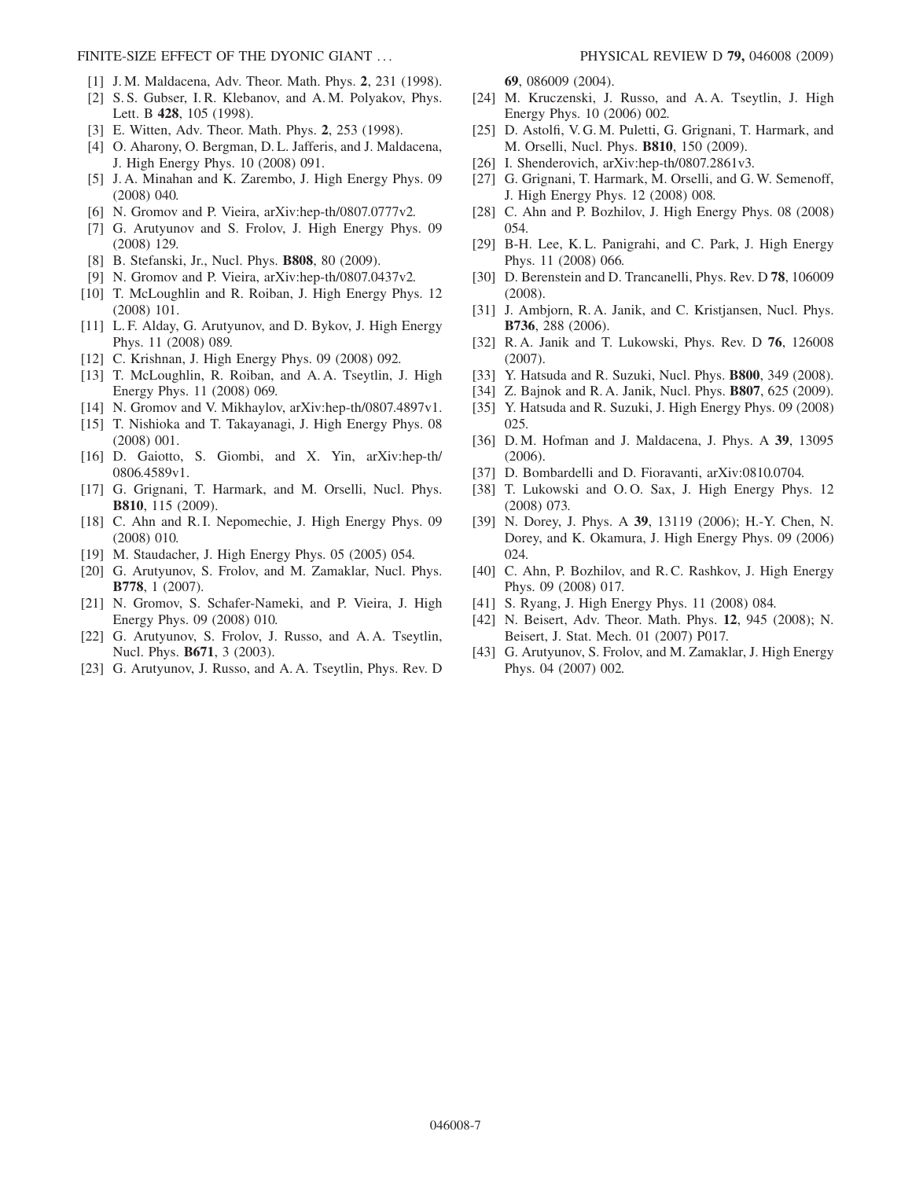[1] J. M. Maldacena, Adv. Theor. Math. Phys. **2**, 231 (1998).

[2] S. S. Gubser, I. R. Klebanov, and A. M. Polyakov, Phys. Lett. B **428**, 105 (1998).

[3] E. Witten, Adv. Theor. Math. Phys. **2**, 253 (1998).

[4] O. Aharony, O. Bergman, D. L. Jafferis, and J. Maldacena, J. High Energy Phys. 10 (2008) 091.

[5] J. A. Minahan and K. Zarembo, J. High Energy Phys. 09 (2008) 040.

[6] N. Gromov and P. Vieira, arXiv:hep-th/0807.0777v2.

[7] G. Arutyunov and S. Frolov, J. High Energy Phys. 09 (2008) 129.

[8] B. Stefanski, Jr., Nucl. Phys. **B808**, 80 (2009).

[9] N. Gromov and P. Vieira, arXiv:hep-th/0807.0437v2.

[10] T. McLoughlin and R. Roiban, J. High Energy Phys. 12 (2008) 101.

[11] L. F. Alday, G. Arutyunov, and D. Bykov, J. High Energy Phys. 11 (2008) 089.

[12] C. Krishnan, J. High Energy Phys. 09 (2008) 092.

[13] T. McLoughlin, R. Roiban, and A. A. Tseytlin, J. High Energy Phys. 11 (2008) 069.

[14] N. Gromov and V. Mikhaylov, arXiv:hep-th/0807.4897v1.

[15] T. Nishioka and T. Takayanagi, J. High Energy Phys. 08 (2008) 001.

[16] D. Gaiotto, S. Giombi, and X. Yin, arXiv:hep-th/0806.4589v1.

[17] G. Grignani, T. Harmark, and M. Orselli, Nucl. Phys. **B810**, 115 (2009).

[18] C. Ahn and R. I. Nepomechie, J. High Energy Phys. 09 (2008) 010.

[19] M. Staudacher, J. High Energy Phys. 05 (2005) 054.

[20] G. Arutyunov, S. Frolov, and M. Zamaklar, Nucl. Phys. **B778**, 1 (2007).

[21] N. Gromov, S. Schafer-Nameki, and P. Vieira, J. High Energy Phys. 09 (2008) 010.

[22] G. Arutyunov, S. Frolov, J. Russo, and A. A. Tseytlin, Nucl. Phys. **B671**, 3 (2003).

[23] G. Arutyunov, J. Russo, and A. A. Tseytlin, Phys. Rev. D **69**, 086009 (2004).

[24] M. Kruczenski, J. Russo, and A. A. Tseytlin, J. High Energy Phys. 10 (2006) 002.

[25] D. Astolfi, V. G. M. Puletti, G. Grignani, T. Harmark, and M. Orselli, Nucl. Phys. **B810**, 150 (2009).

[26] I. Shenderovich, arXiv:hep-th/0807.2861v3.

[27] G. Grignani, T. Harmark, M. Orselli, and G. W. Semenoff, J. High Energy Phys. 12 (2008) 008.

[28] C. Ahn and P. Bozhilov, J. High Energy Phys. 08 (2008) 054.

[29] B-H. Lee, K. L. Panigrahi, and C. Park, J. High Energy Phys. 11 (2008) 066.

[30] D. Berenstein and D. Trancanelli, Phys. Rev. D **78**, 106009 (2008).

[31] J. Ambjorn, R. A. Janik, and C. Kristjansen, Nucl. Phys. **B736**, 288 (2006).

[32] R. A. Janik and T. Lukowski, Phys. Rev. D **76**, 126008 (2007).

[33] Y. Hatsuda and R. Suzuki, Nucl. Phys. **B800**, 349 (2008).

[34] Z. Bajnok and R. A. Janik, Nucl. Phys. **B807**, 625 (2009).

[35] Y. Hatsuda and R. Suzuki, J. High Energy Phys. 09 (2008) 025.

[36] D. M. Hofman and J. Maldacena, J. Phys. A **39**, 13095 (2006).

[37] D. Bombardelli and D. Fioravanti, arXiv:0810.0704.

[38] T. Lukowski and O. O. Sax, J. High Energy Phys. 12 (2008) 073.

[39] N. Dorey, J. Phys. A **39**, 13119 (2006); H.-Y. Chen, N. Dorey, and K. Okamura, J. High Energy Phys. 09 (2006) 024.

[40] C. Ahn, P. Bozhilov, and R. C. Rashkov, J. High Energy Phys. 09 (2008) 017.

[41] S. Ryang, J. High Energy Phys. 11 (2008) 084.

[42] N. Beisert, Adv. Theor. Math. Phys. **12**, 945 (2008); N. Beisert, J. Stat. Mech. 01 (2007) P017.

[43] G. Arutyunov, S. Frolov, and M. Zamaklar, J. High Energy Phys. 04 (2007) 002.